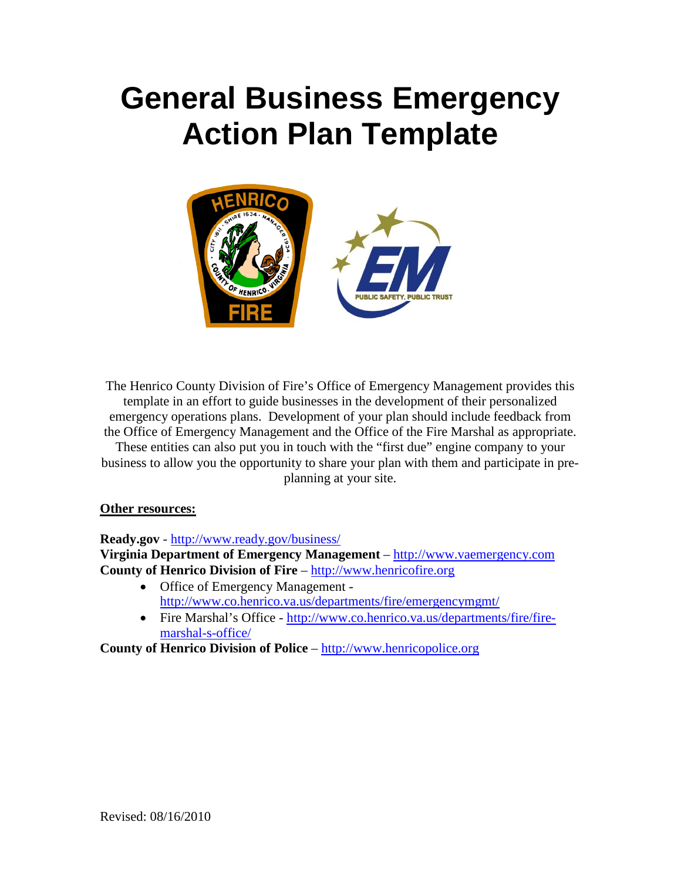# General Business Emergency Action Plan Template

The Henrico County Division of Fire's Office of Emergency Management provides this template in an effort to guide businesses in the development of their personalized emergency operations plans. Development of your plan should include feedback from the Office of Emergency Management and the Office of the Fire Marshal as appropriate. These entities can also put you in touch with the "first due" engine company to your business to allow you the opportunity to share your plan with them and participate in pre-planning at your site.

**Other resources:**

**Ready.gov** - http://www.ready.gov/business/
**Virginia Department of Emergency Management** – http://www.vaemergency.com
**County of Henrico Division of Fire** – http://www.henricofire.org

- Office of Emergency Management - http://www.co.henrico.va.us/departments/fire/emergencymgmt/
- Fire Marshal's Office - http://www.co.henrico.va.us/departments/fire/fire-marshal-s-office/

**County of Henrico Division of Police** – http://www.henricopolice.org

Revised: 08/16/2010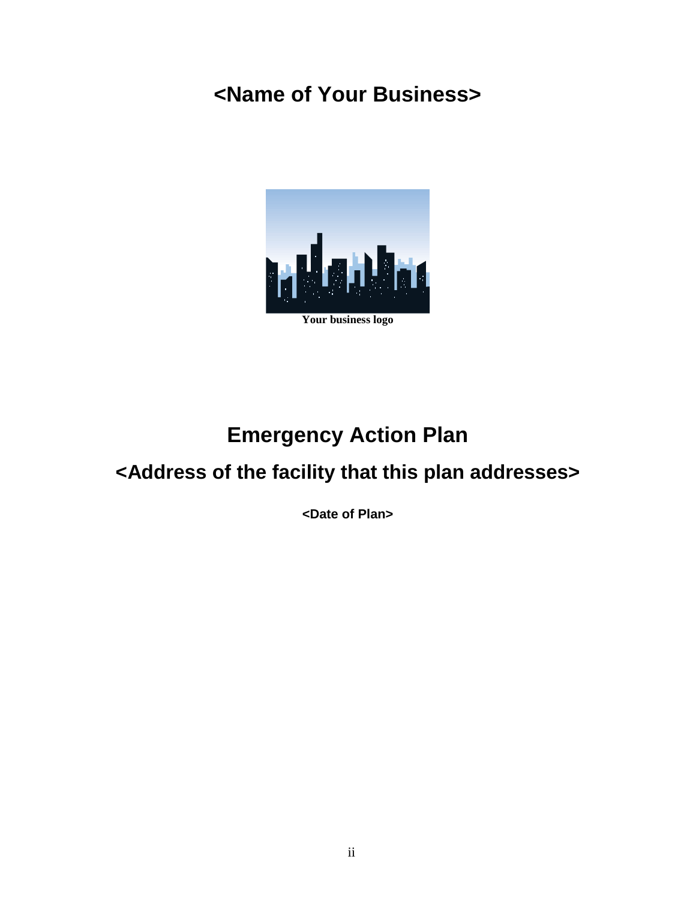# <Name of Your Business>

Your business logo

# Emergency Action Plan

## <Address of the facility that this plan addresses>

**<Date of Plan>**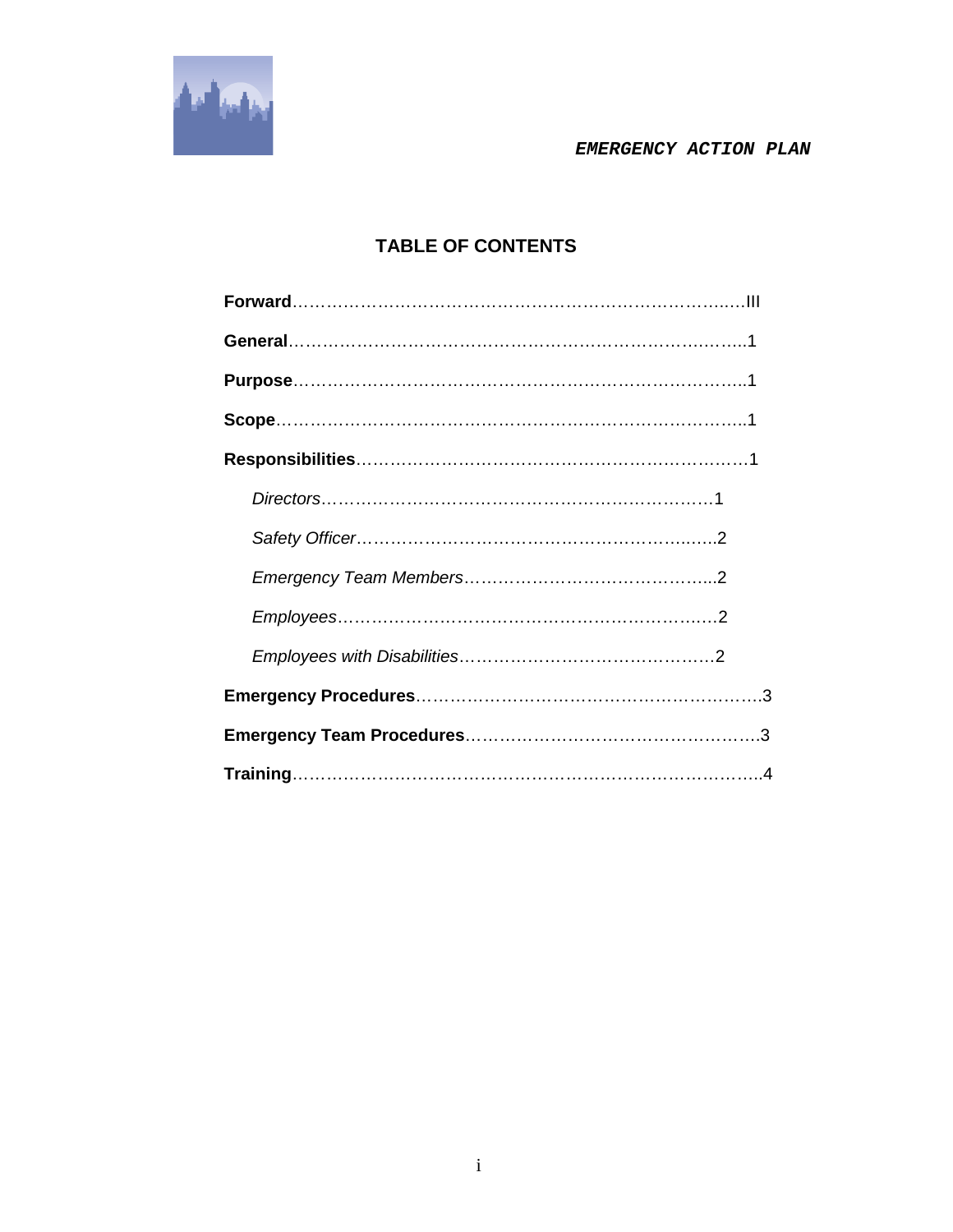# TABLE OF CONTENTS

**Forward**……………………………………………………………………………III

**General**……………………………………………………………………………1

**Purpose**……………………………………………………………………………1

**Scope**………………………………………………………………………………1

**Responsibilities**……………………………………………………………………1

*Directors*……………………………………………………………………1

*Safety Officer*………………………………………………………………2

*Emergency Team Members*…………………………………………………2

*Employees*…………………………………………………………………2

*Employees with Disabilities*………………………………………………2

**Emergency Procedures**……………………………………………………………3

**Emergency Team Procedures**………………………………………………………3

**Training**……………………………………………………………………………4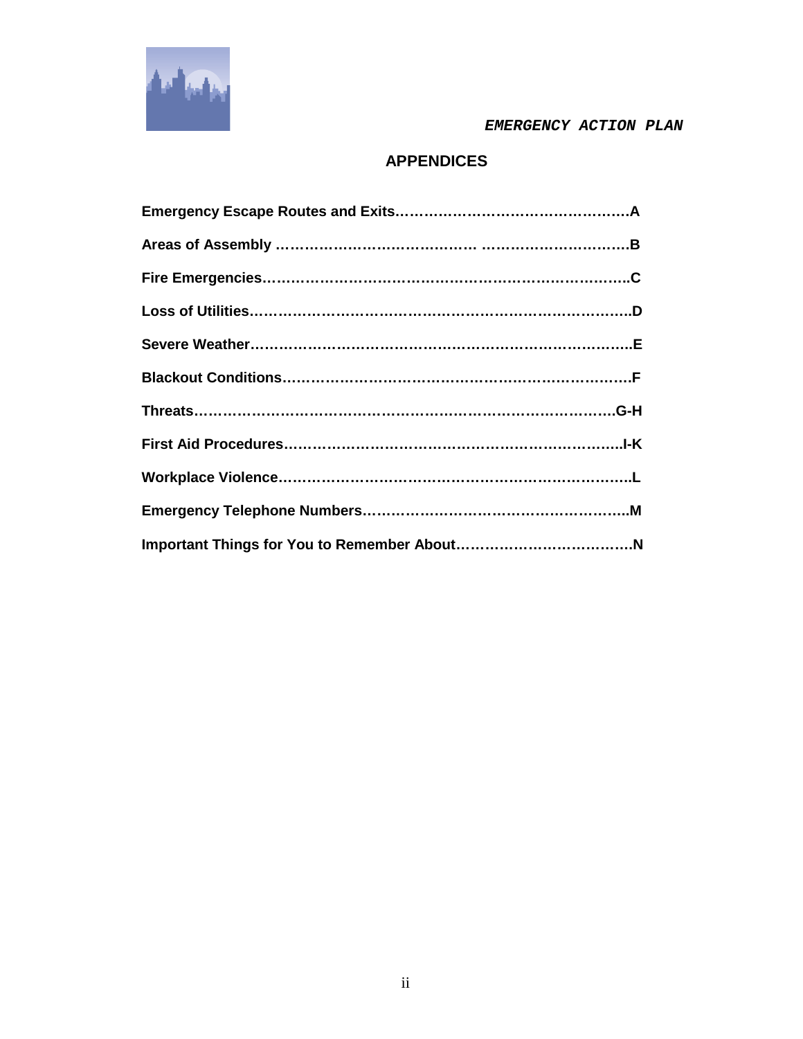## APPENDICES

**Emergency Escape Routes and Exits…………………………………………A**

**Areas of Assembly …………………………………. …………………………B**

**Fire Emergencies…………………………………………………………………C**

**Loss of Utilities……………………………………………………………………D**

**Severe Weather……………………………………………………………………E**

**Blackout Conditions………………………………………………………………F**

**Threats……………………………………………………………………………G-H**

**First Aid Procedures……………………………………………………………I-K**

**Workplace Violence………………………………………………………………L**

**Emergency Telephone Numbers………………………………………………M**

**Important Things for You to Remember About………………………………N**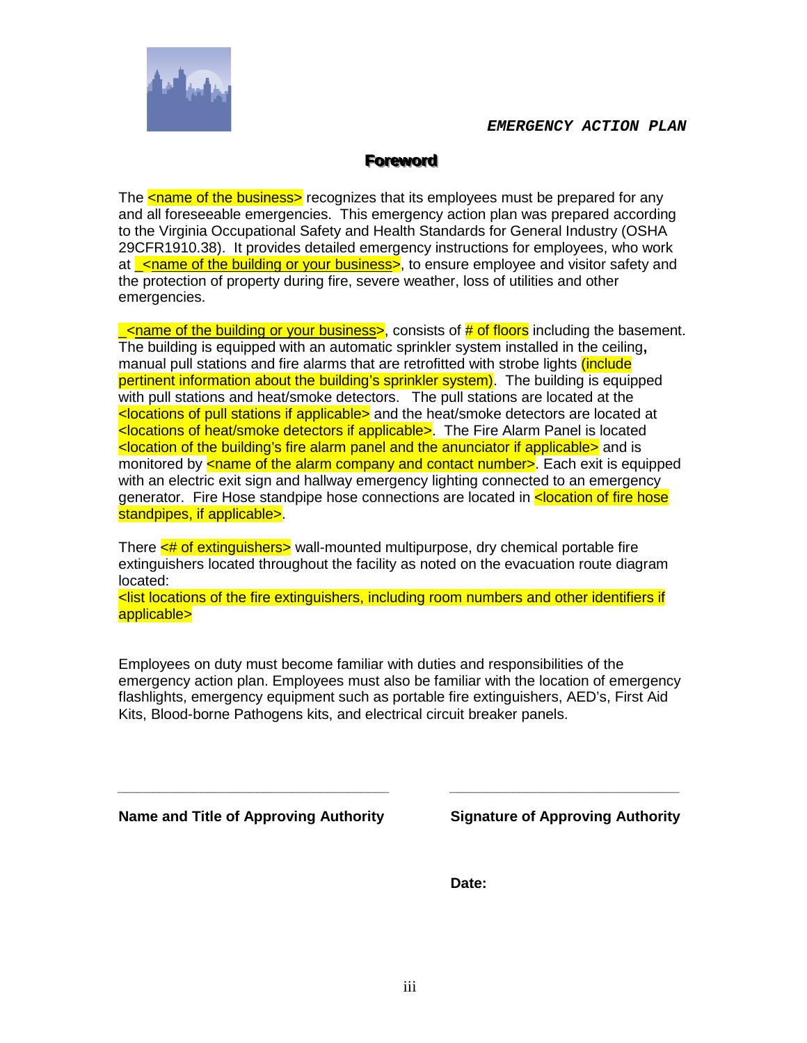***EMERGENCY ACTION PLAN***

# Foreword

The <name of the business> recognizes that its employees must be prepared for any and all foreseeable emergencies. This emergency action plan was prepared according to the Virginia Occupational Safety and Health Standards for General Industry (OSHA 29CFR1910.38). It provides detailed emergency instructions for employees, who work at _<name of the building or your business>, to ensure employee and visitor safety and the protection of property during fire, severe weather, loss of utilities and other emergencies.

_<name of the building or your business>, consists of # of floors including the basement. The building is equipped with an automatic sprinkler system installed in the ceiling**,** manual pull stations and fire alarms that are retrofitted with strobe lights (include pertinent information about the building's sprinkler system). The building is equipped with pull stations and heat/smoke detectors. The pull stations are located at the <locations of pull stations if applicable> and the heat/smoke detectors are located at <locations of heat/smoke detectors if applicable>. The Fire Alarm Panel is located <location of the building's fire alarm panel and the anunciator if applicable> and is monitored by <name of the alarm company and contact number>. Each exit is equipped with an electric exit sign and hallway emergency lighting connected to an emergency generator. Fire Hose standpipe hose connections are located in <location of fire hose standpipes, if applicable>.

There <# of extinguishers> wall-mounted multipurpose, dry chemical portable fire extinguishers located throughout the facility as noted on the evacuation route diagram located:
<list locations of the fire extinguishers, including room numbers and other identifiers if applicable>

Employees on duty must become familiar with duties and responsibilities of the emergency action plan. Employees must also be familiar with the location of emergency flashlights, emergency equipment such as portable fire extinguishers, AED's, First Aid Kits, Blood-borne Pathogens kits, and electrical circuit breaker panels.

| ___________________________________ | ______________________________ |
| --- | --- |
| **Name and Title of Approving Authority** | **Signature of Approving Authority** |
| | **Date:** |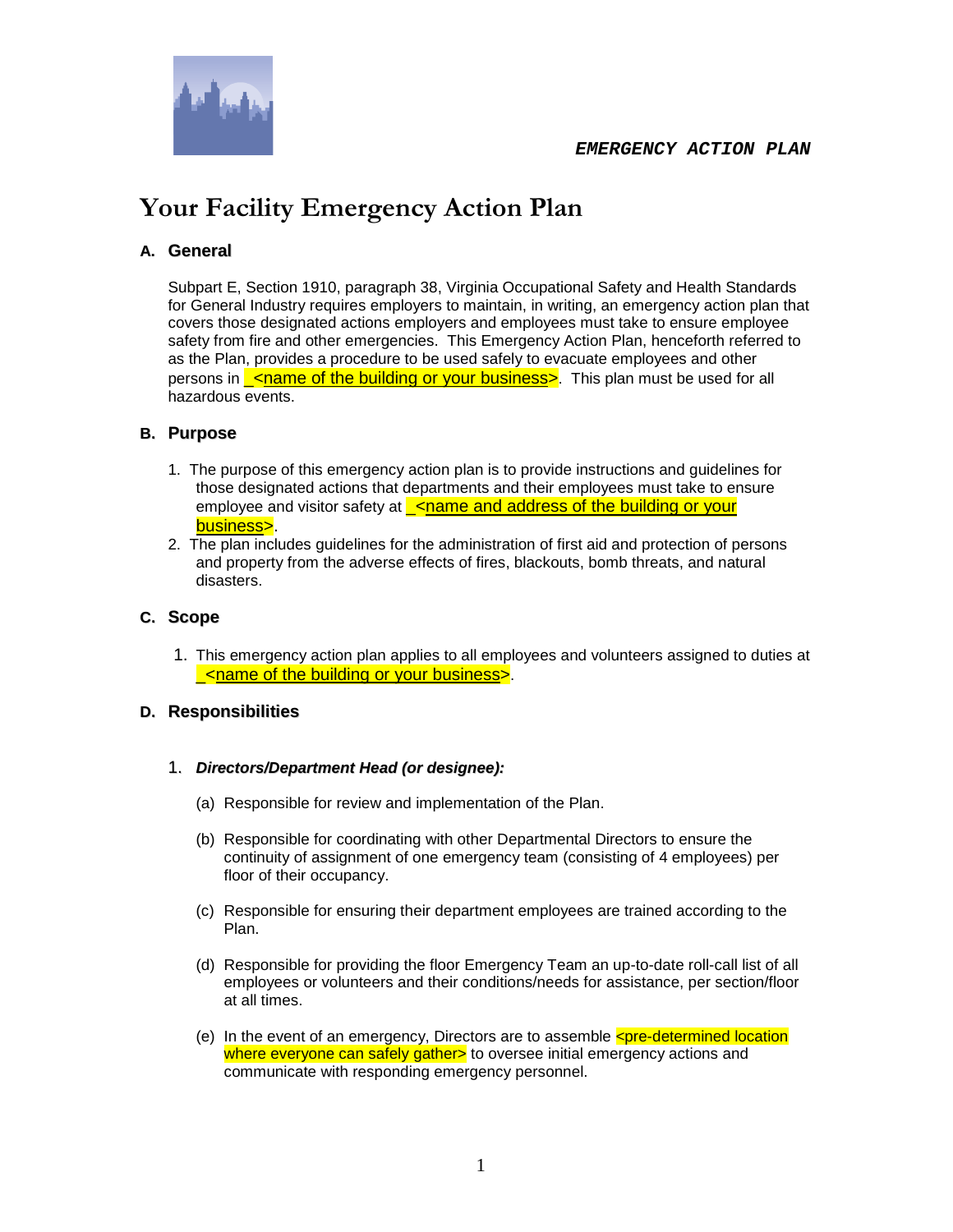**EMERGENCY ACTION PLAN**

# Your Facility Emergency Action Plan

## A. General

Subpart E, Section 1910, paragraph 38, Virginia Occupational Safety and Health Standards for General Industry requires employers to maintain, in writing, an emergency action plan that covers those designated actions employers and employees must take to ensure employee safety from fire and other emergencies. This Emergency Action Plan, henceforth referred to as the Plan, provides a procedure to be used safely to evacuate employees and other persons in _<name of the building or your business>. This plan must be used for all hazardous events.

## B. Purpose

1. The purpose of this emergency action plan is to provide instructions and guidelines for those designated actions that departments and their employees must take to ensure employee and visitor safety at _<name and address of the building or your business>.
2. The plan includes guidelines for the administration of first aid and protection of persons and property from the adverse effects of fires, blackouts, bomb threats, and natural disasters.

## C. Scope

1. This emergency action plan applies to all employees and volunteers assigned to duties at _<name of the building or your business>.

## D. Responsibilities

1. ***Directors/Department Head (or designee):***

   (a) Responsible for review and implementation of the Plan.

   (b) Responsible for coordinating with other Departmental Directors to ensure the continuity of assignment of one emergency team (consisting of 4 employees) per floor of their occupancy.

   (c) Responsible for ensuring their department employees are trained according to the Plan.

   (d) Responsible for providing the floor Emergency Team an up-to-date roll-call list of all employees or volunteers and their conditions/needs for assistance, per section/floor at all times.

   (e) In the event of an emergency, Directors are to assemble <pre-determined location where everyone can safely gather> to oversee initial emergency actions and communicate with responding emergency personnel.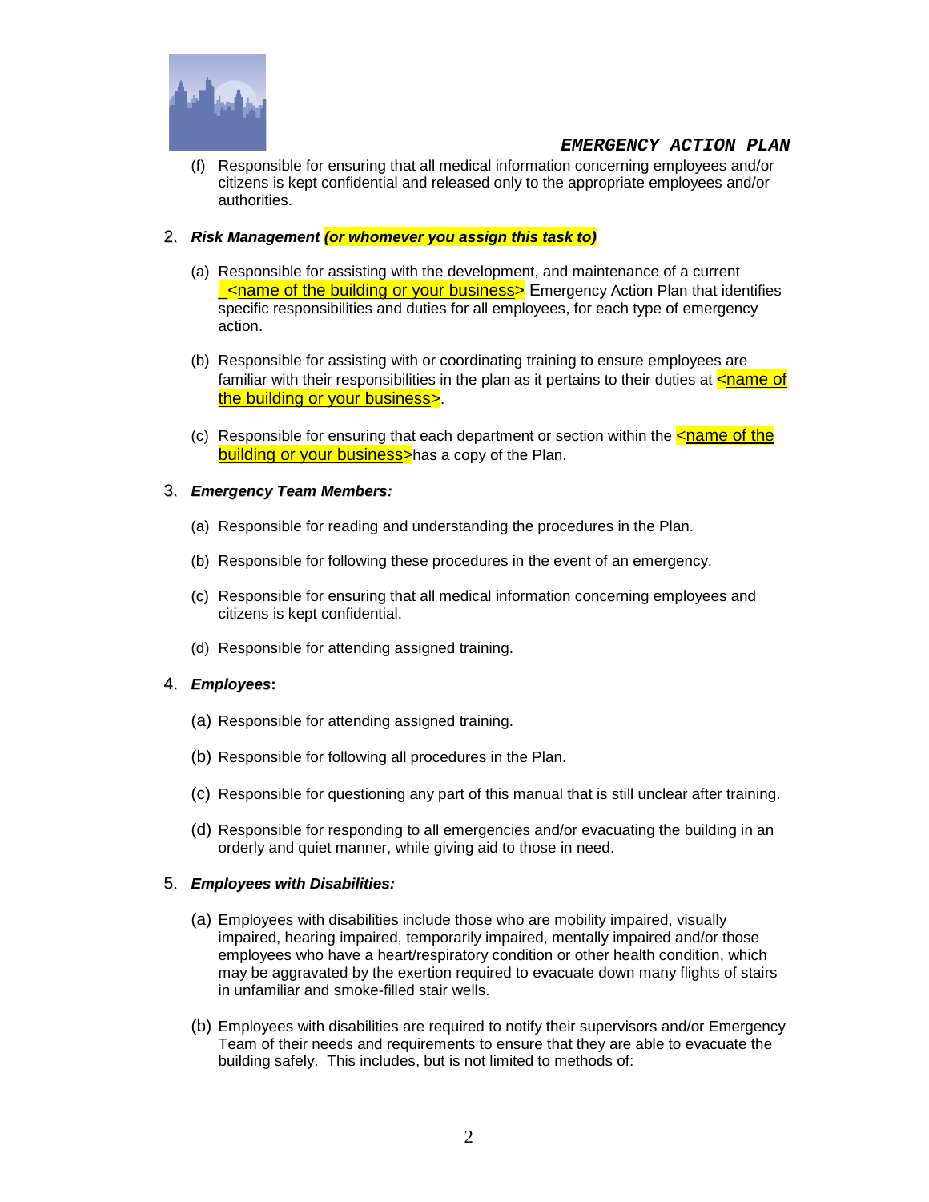(f) Responsible for ensuring that all medical information concerning employees and/or citizens is kept confidential and released only to the appropriate employees and/or authorities.

2. ***Risk Management (or whomever you assign this task to)***

   (a) Responsible for assisting with the development, and maintenance of a current _<name of the building or your business> Emergency Action Plan that identifies specific responsibilities and duties for all employees, for each type of emergency action.

   (b) Responsible for assisting with or coordinating training to ensure employees are familiar with their responsibilities in the plan as it pertains to their duties at <name of the building or your business>.

   (c) Responsible for ensuring that each department or section within the <name of the building or your business>has a copy of the Plan.

3. ***Emergency Team Members:***

   (a) Responsible for reading and understanding the procedures in the Plan.

   (b) Responsible for following these procedures in the event of an emergency.

   (c) Responsible for ensuring that all medical information concerning employees and citizens is kept confidential.

   (d) Responsible for attending assigned training.

4. ***Employees*:**

   (a) Responsible for attending assigned training.

   (b) Responsible for following all procedures in the Plan.

   (c) Responsible for questioning any part of this manual that is still unclear after training.

   (d) Responsible for responding to all emergencies and/or evacuating the building in an orderly and quiet manner, while giving aid to those in need.

5. ***Employees with Disabilities:***

   (a) Employees with disabilities include those who are mobility impaired, visually impaired, hearing impaired, temporarily impaired, mentally impaired and/or those employees who have a heart/respiratory condition or other health condition, which may be aggravated by the exertion required to evacuate down many flights of stairs in unfamiliar and smoke-filled stair wells.

   (b) Employees with disabilities are required to notify their supervisors and/or Emergency Team of their needs and requirements to ensure that they are able to evacuate the building safely. This includes, but is not limited to methods of: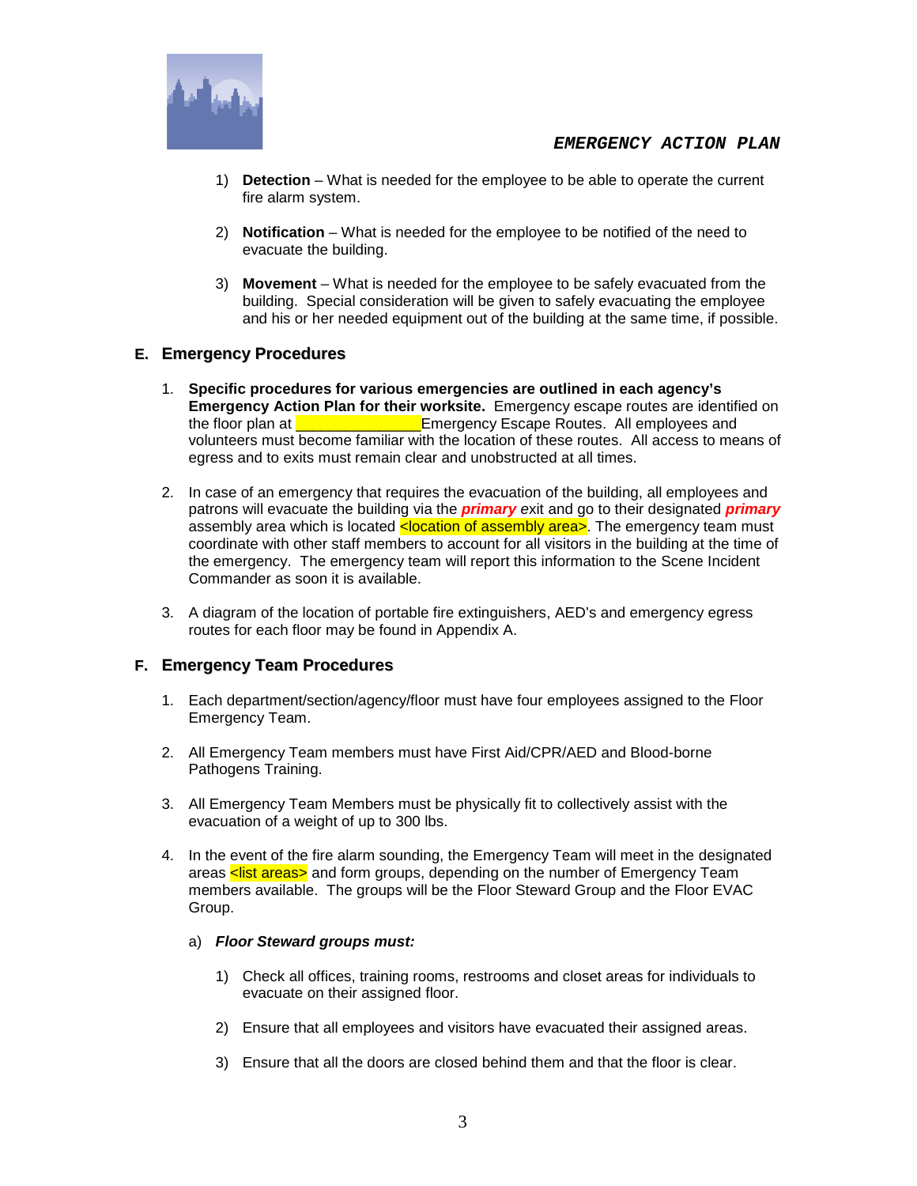1) **Detection** – What is needed for the employee to be able to operate the current fire alarm system.

2) **Notification** – What is needed for the employee to be notified of the need to evacuate the building.

3) **Movement** – What is needed for the employee to be safely evacuated from the building. Special consideration will be given to safely evacuating the employee and his or her needed equipment out of the building at the same time, if possible.

## E. Emergency Procedures

1. **Specific procedures for various emergencies are outlined in each agency's Emergency Action Plan for their worksite.** Emergency escape routes are identified on the floor plan at _______________ Emergency Escape Routes. All employees and volunteers must become familiar with the location of these routes. All access to means of egress and to exits must remain clear and unobstructed at all times.

2. In case of an emergency that requires the evacuation of the building, all employees and patrons will evacuate the building via the ***primary*** exit and go to their designated ***primary*** assembly area which is located <location of assembly area>. The emergency team must coordinate with other staff members to account for all visitors in the building at the time of the emergency. The emergency team will report this information to the Scene Incident Commander as soon it is available.

3. A diagram of the location of portable fire extinguishers, AED's and emergency egress routes for each floor may be found in Appendix A.

## F. Emergency Team Procedures

1. Each department/section/agency/floor must have four employees assigned to the Floor Emergency Team.

2. All Emergency Team members must have First Aid/CPR/AED and Blood-borne Pathogens Training.

3. All Emergency Team Members must be physically fit to collectively assist with the evacuation of a weight of up to 300 lbs.

4. In the event of the fire alarm sounding, the Emergency Team will meet in the designated areas <list areas> and form groups, depending on the number of Emergency Team members available. The groups will be the Floor Steward Group and the Floor EVAC Group.

   a) ***Floor Steward groups must:***

      1) Check all offices, training rooms, restrooms and closet areas for individuals to evacuate on their assigned floor.

      2) Ensure that all employees and visitors have evacuated their assigned areas.

      3) Ensure that all the doors are closed behind them and that the floor is clear.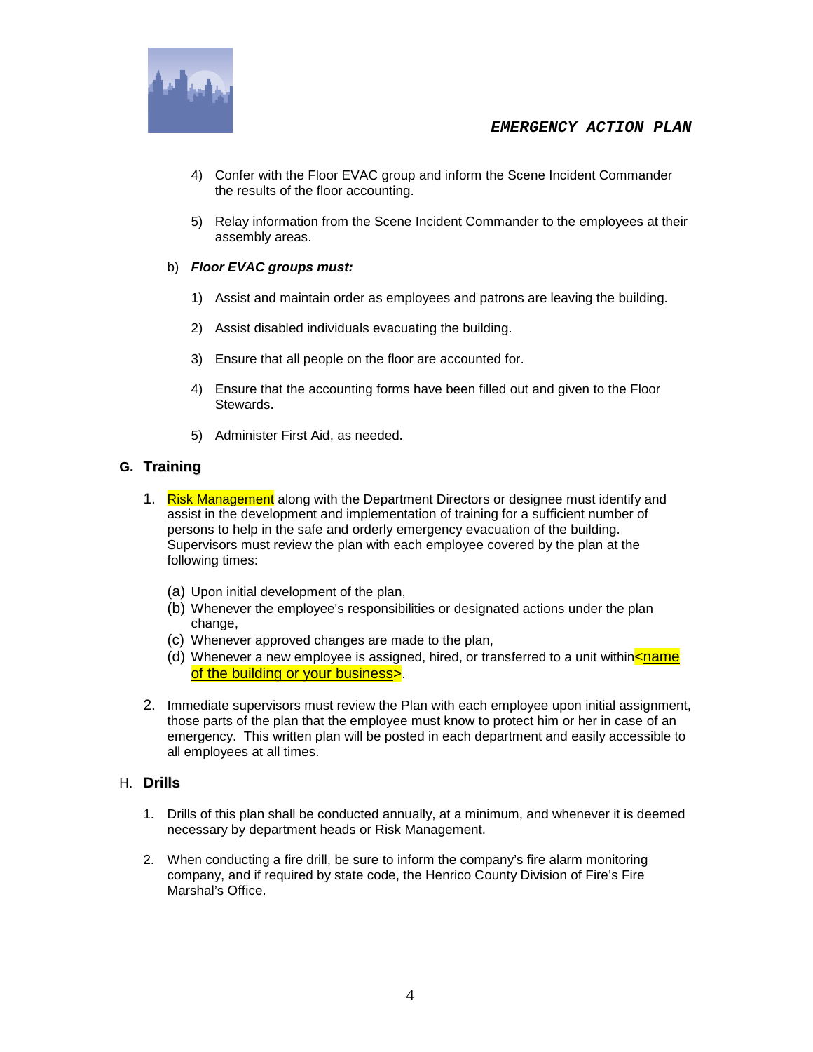4) Confer with the Floor EVAC group and inform the Scene Incident Commander the results of the floor accounting.

5) Relay information from the Scene Incident Commander to the employees at their assembly areas.

b) ***Floor EVAC groups must:***

1) Assist and maintain order as employees and patrons are leaving the building.

2) Assist disabled individuals evacuating the building.

3) Ensure that all people on the floor are accounted for.

4) Ensure that the accounting forms have been filled out and given to the Floor Stewards.

5) Administer First Aid, as needed.

## G. Training

1. Risk Management along with the Department Directors or designee must identify and assist in the development and implementation of training for a sufficient number of persons to help in the safe and orderly emergency evacuation of the building. Supervisors must review the plan with each employee covered by the plan at the following times:

   (a) Upon initial development of the plan,
   (b) Whenever the employee's responsibilities or designated actions under the plan change,
   (c) Whenever approved changes are made to the plan,
   (d) Whenever a new employee is assigned, hired, or transferred to a unit within<name of the building or your business>.

2. Immediate supervisors must review the Plan with each employee upon initial assignment, those parts of the plan that the employee must know to protect him or her in case of an emergency. This written plan will be posted in each department and easily accessible to all employees at all times.

## H. Drills

1. Drills of this plan shall be conducted annually, at a minimum, and whenever it is deemed necessary by department heads or Risk Management.

2. When conducting a fire drill, be sure to inform the company's fire alarm monitoring company, and if required by state code, the Henrico County Division of Fire's Fire Marshal's Office.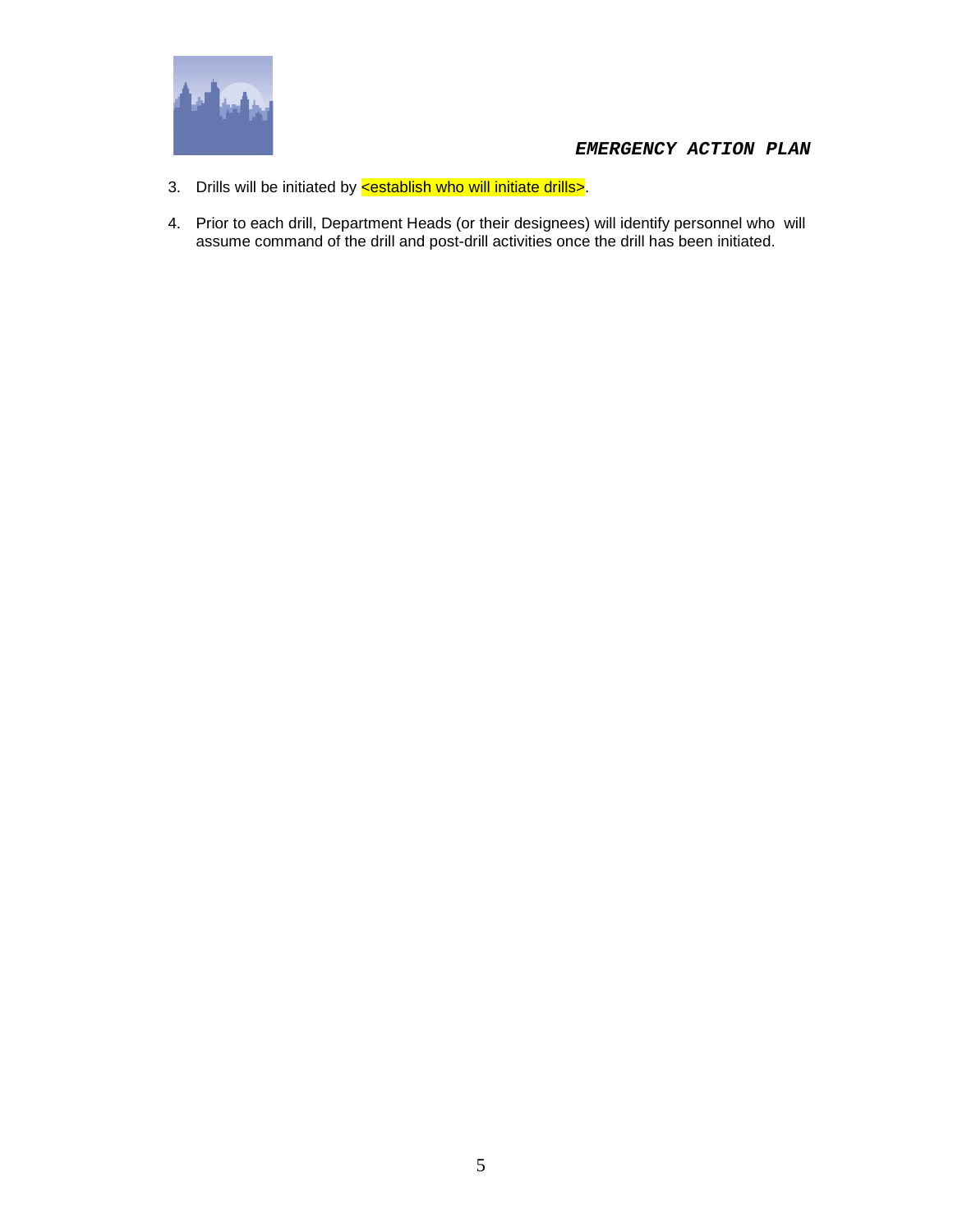3. Drills will be initiated by <establish who will initiate drills>.

4. Prior to each drill, Department Heads (or their designees) will identify personnel who will assume command of the drill and post-drill activities once the drill has been initiated.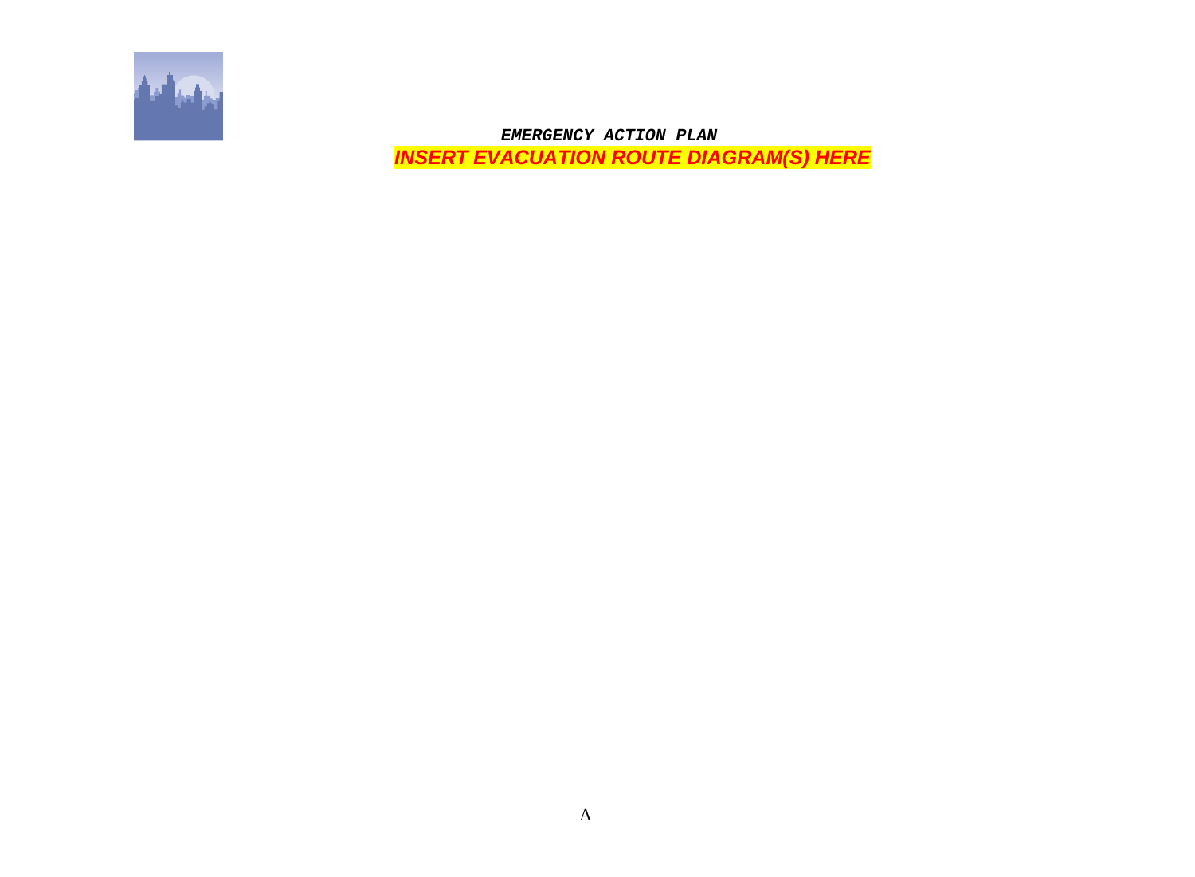***EMERGENCY ACTION PLAN***

***INSERT EVACUATION ROUTE DIAGRAM(S) HERE***

A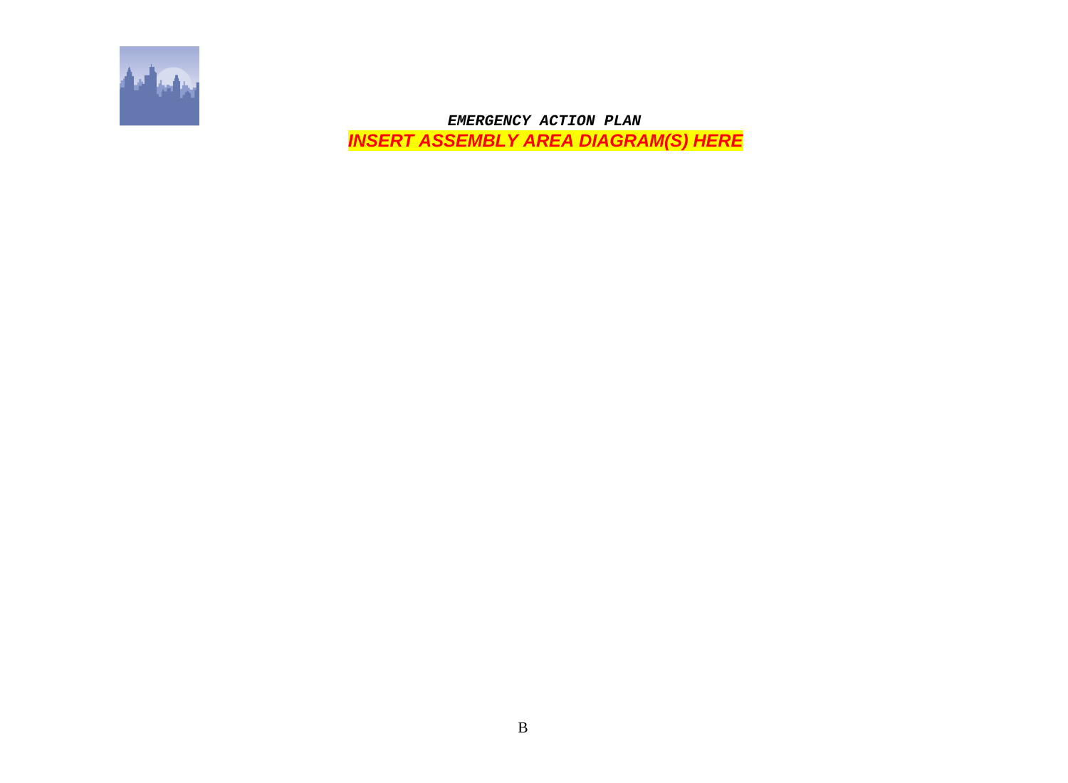***EMERGENCY ACTION PLAN***

***INSERT ASSEMBLY AREA DIAGRAM(S) HERE***

B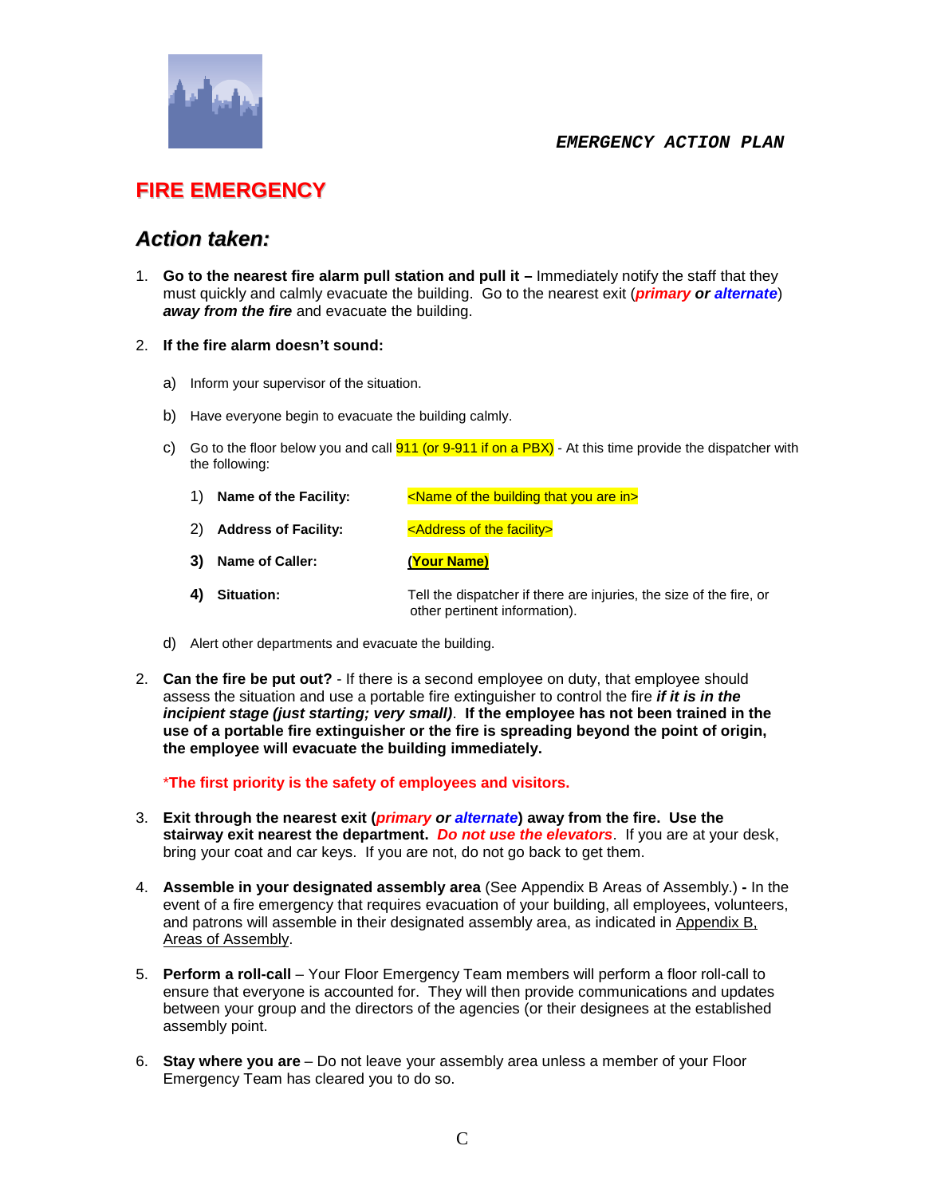EMERGENCY ACTION PLAN

# FIRE EMERGENCY

## *Action taken:*

1. **Go to the nearest fire alarm pull station and pull it –** Immediately notify the staff that they must quickly and calmly evacuate the building. Go to the nearest exit (***primary** or **alternate***) ***away from the fire*** and evacuate the building.

2. **If the fire alarm doesn't sound:**

   a) Inform your supervisor of the situation.

   b) Have everyone begin to evacuate the building calmly.

   c) Go to the floor below you and call 911 (or 9-911 if on a PBX) - At this time provide the dispatcher with the following:

      1) **Name of the Facility:** <Name of the building that you are in>

      2) **Address of Facility:** <Address of the facility>

      3) **Name of Caller:** **(Your Name)**

      4) **Situation:** Tell the dispatcher if there are injuries, the size of the fire, or other pertinent information).

   d) Alert other departments and evacuate the building.

2. **Can the fire be put out?** - If there is a second employee on duty, that employee should assess the situation and use a portable fire extinguisher to control the fire ***if it is in the incipient stage (just starting; very small)***. **If the employee has not been trained in the use of a portable fire extinguisher or the fire is spreading beyond the point of origin, the employee will evacuate the building immediately.**

   ***The first priority is the safety of employees and visitors.**

3. **Exit through the nearest exit (*primary or alternate*) away from the fire. Use the stairway exit nearest the department.** ***Do not use the elevators***. If you are at your desk, bring your coat and car keys. If you are not, do not go back to get them.

4. **Assemble in your designated assembly area** (See Appendix B Areas of Assembly.) **-** In the event of a fire emergency that requires evacuation of your building, all employees, volunteers, and patrons will assemble in their designated assembly area, as indicated in Appendix B, Areas of Assembly.

5. **Perform a roll-call** – Your Floor Emergency Team members will perform a floor roll-call to ensure that everyone is accounted for. They will then provide communications and updates between your group and the directors of the agencies (or their designees at the established assembly point.

6. **Stay where you are** – Do not leave your assembly area unless a member of your Floor Emergency Team has cleared you to do so.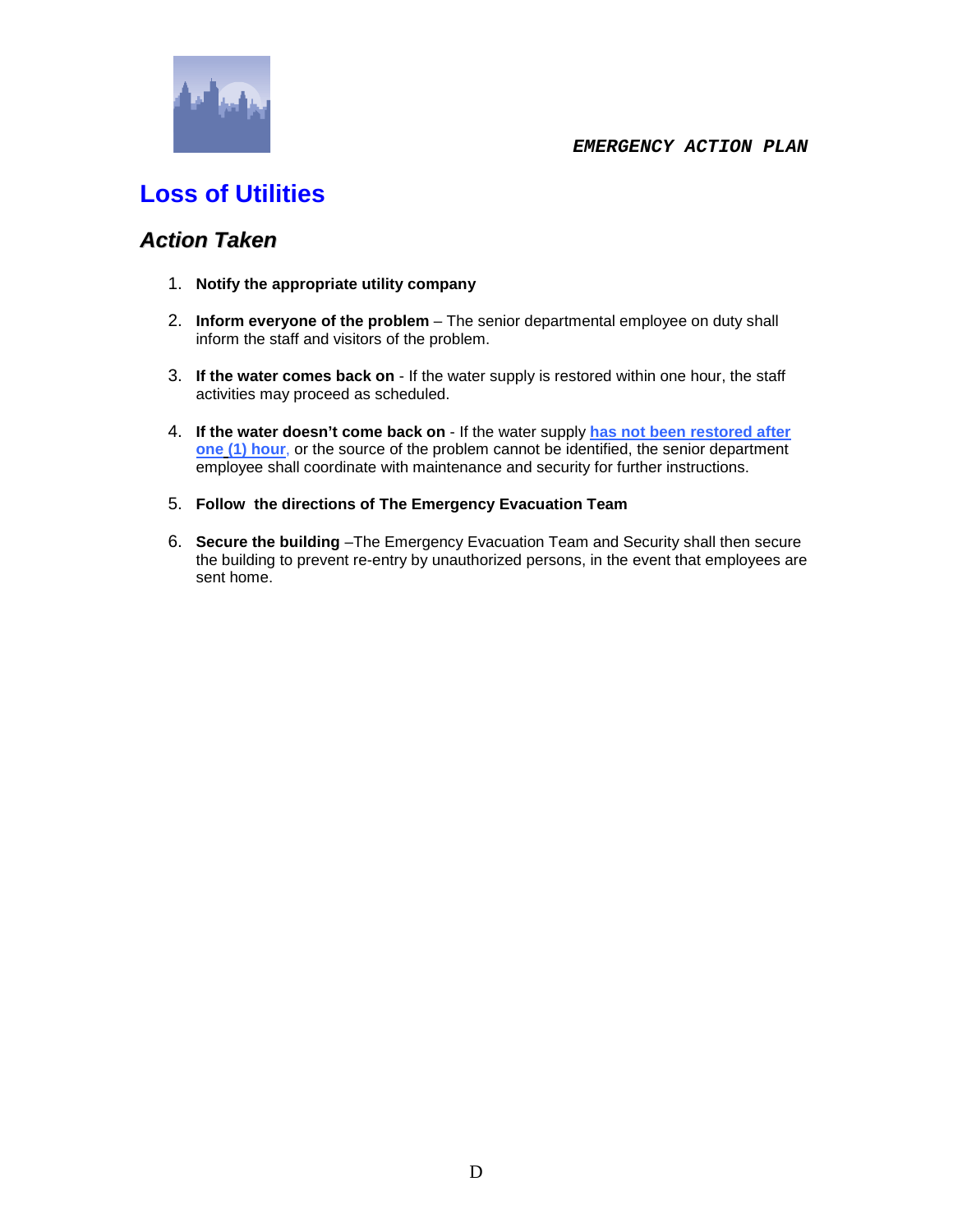# Loss of Utilities

## *Action Taken*

1. **Notify the appropriate utility company**

2. **Inform everyone of the problem** – The senior departmental employee on duty shall inform the staff and visitors of the problem.

3. **If the water comes back on** - If the water supply is restored within one hour, the staff activities may proceed as scheduled.

4. **If the water doesn't come back on** - If the water supply **has not been restored after one (1) hour**, or the source of the problem cannot be identified, the senior department employee shall coordinate with maintenance and security for further instructions.

5. **Follow the directions of The Emergency Evacuation Team**

6. **Secure the building** –The Emergency Evacuation Team and Security shall then secure the building to prevent re-entry by unauthorized persons, in the event that employees are sent home.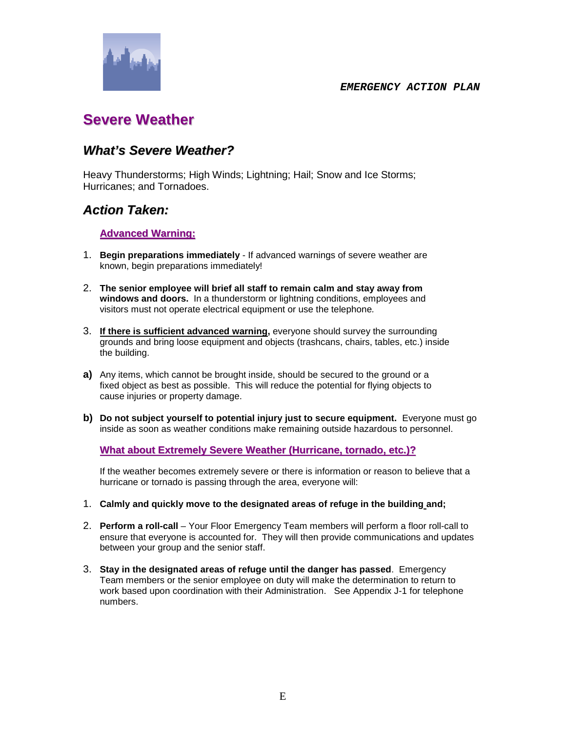# Severe Weather

## *What's Severe Weather?*

Heavy Thunderstorms; High Winds; Lightning; Hail; Snow and Ice Storms; Hurricanes; and Tornadoes.

## *Action Taken:*

### Advanced Warning:

1. **Begin preparations immediately** - If advanced warnings of severe weather are known, begin preparations immediately!

2. **The senior employee will brief all staff to remain calm and stay away from windows and doors.** In a thunderstorm or lightning conditions, employees and visitors must not operate electrical equipment or use the telephone.

3. **If there is sufficient advanced warning,** everyone should survey the surrounding grounds and bring loose equipment and objects (trashcans, chairs, tables, etc.) inside the building.

**a)** Any items, which cannot be brought inside, should be secured to the ground or a fixed object as best as possible. This will reduce the potential for flying objects to cause injuries or property damage.

**b)** **Do not subject yourself to potential injury just to secure equipment.** Everyone must go inside as soon as weather conditions make remaining outside hazardous to personnel.

### What about Extremely Severe Weather (Hurricane, tornado, etc.)?

If the weather becomes extremely severe or there is information or reason to believe that a hurricane or tornado is passing through the area, everyone will:

1. **Calmly and quickly move to the designated areas of refuge in the building and;**

2. **Perform a roll-call** – Your Floor Emergency Team members will perform a floor roll-call to ensure that everyone is accounted for. They will then provide communications and updates between your group and the senior staff.

3. **Stay in the designated areas of refuge until the danger has passed**. Emergency Team members or the senior employee on duty will make the determination to return to work based upon coordination with their Administration. See Appendix J-1 for telephone numbers.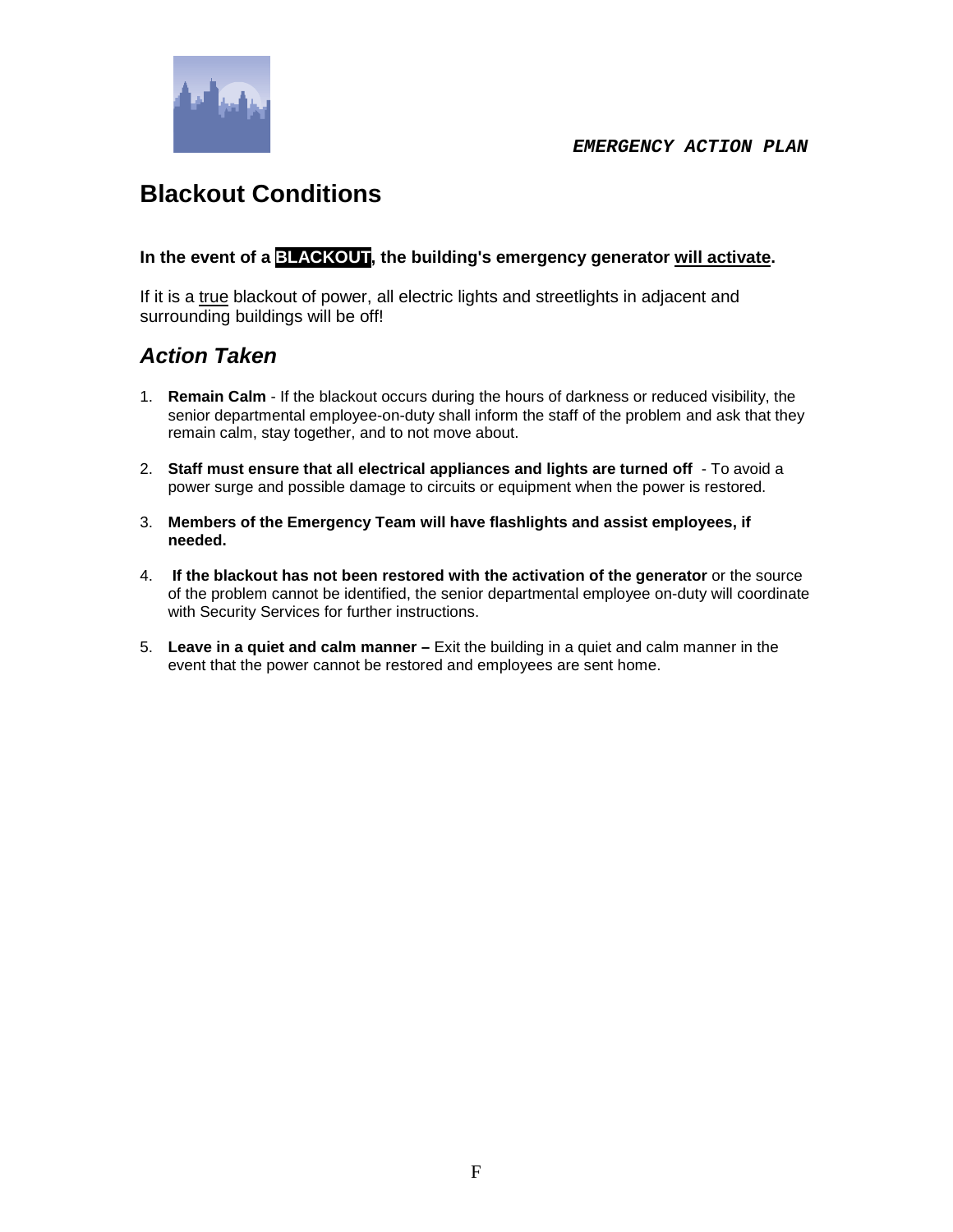# Blackout Conditions

**In the event of a BLACKOUT, the building's emergency generator will activate.**

If it is a true blackout of power, all electric lights and streetlights in adjacent and surrounding buildings will be off!

## *Action Taken*

1. **Remain Calm** - If the blackout occurs during the hours of darkness or reduced visibility, the senior departmental employee-on-duty shall inform the staff of the problem and ask that they remain calm, stay together, and to not move about.

2. **Staff must ensure that all electrical appliances and lights are turned off** - To avoid a power surge and possible damage to circuits or equipment when the power is restored.

3. **Members of the Emergency Team will have flashlights and assist employees, if needed.**

4. **If the blackout has not been restored with the activation of the generator** or the source of the problem cannot be identified, the senior departmental employee on-duty will coordinate with Security Services for further instructions.

5. **Leave in a quiet and calm manner –** Exit the building in a quiet and calm manner in the event that the power cannot be restored and employees are sent home.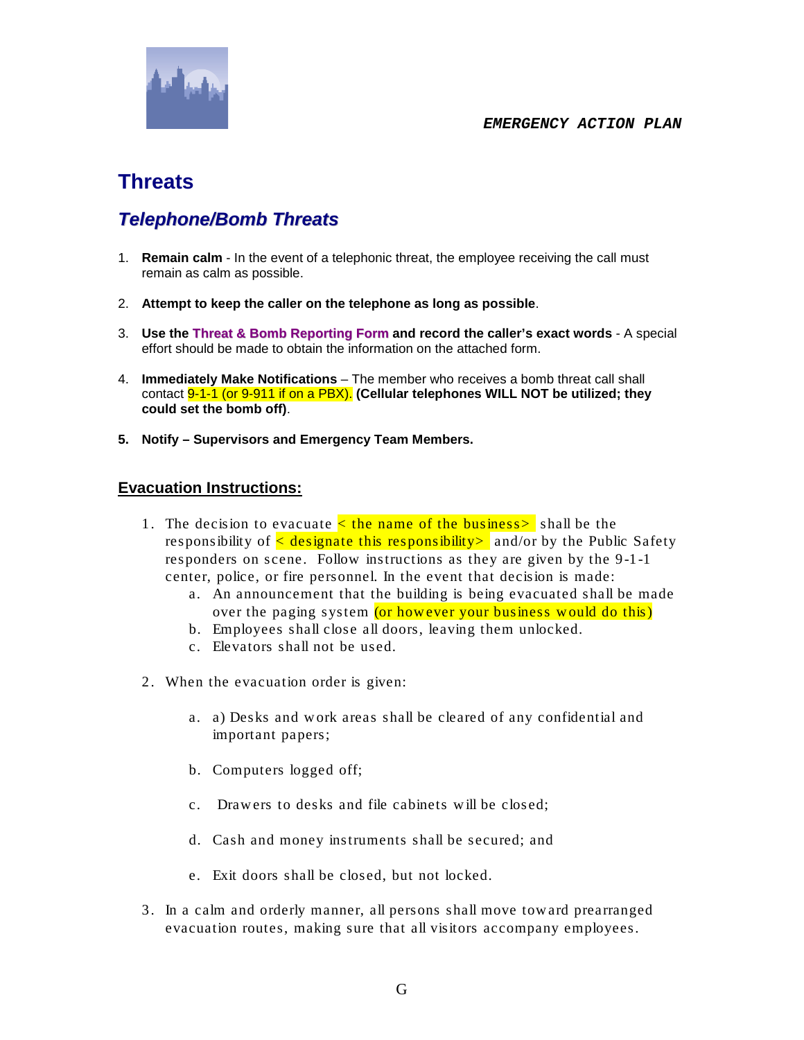# Threats

## *Telephone/Bomb Threats*

1. **Remain calm** - In the event of a telephonic threat, the employee receiving the call must remain as calm as possible.

2. **Attempt to keep the caller on the telephone as long as possible**.

3. **Use the Threat & Bomb Reporting Form and record the caller's exact words** - A special effort should be made to obtain the information on the attached form.

4. **Immediately Make Notifications** – The member who receives a bomb threat call shall contact 9-1-1 (or 9-911 if on a PBX). **(Cellular telephones WILL NOT be utilized; they could set the bomb off)**.

5. **Notify – Supervisors and Emergency Team Members.**

### Evacuation Instructions:

1. The decision to evacuate < the name of the business > shall be the responsibility of < designate this responsibility > and/or by the Public Safety responders on scene. Follow instructions as they are given by the 9-1-1 center, police, or fire personnel. In the event that decision is made:
   a. An announcement that the building is being evacuated shall be made over the paging system (or however your business would do this)
   b. Employees shall close all doors, leaving them unlocked.
   c. Elevators shall not be used.

2. When the evacuation order is given:

   a. a) Desks and work areas shall be cleared of any confidential and important papers;

   b. Computers logged off;

   c. Drawers to desks and file cabinets will be closed;

   d. Cash and money instruments shall be secured; and

   e. Exit doors shall be closed, but not locked.

3. In a calm and orderly manner, all persons shall move toward prearranged evacuation routes, making sure that all visitors accompany employees.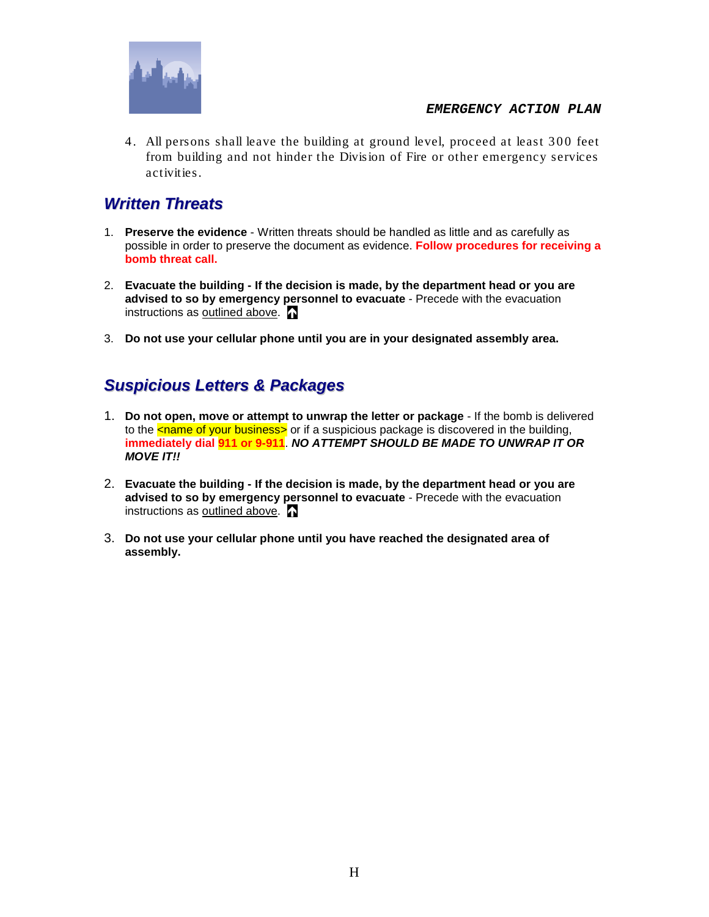4. All persons shall leave the building at ground level, proceed at least 300 feet from building and not hinder the Division of Fire or other emergency services activities.

## Written Threats

1. **Preserve the evidence** - Written threats should be handled as little and as carefully as possible in order to preserve the document as evidence. **Follow procedures for receiving a bomb threat call.**

2. **Evacuate the building - If the decision is made, by the department head or you are advised to so by emergency personnel to evacuate** - Precede with the evacuation instructions as outlined above.

3. **Do not use your cellular phone until you are in your designated assembly area.**

## Suspicious Letters & Packages

1. **Do not open, move or attempt to unwrap the letter or package** - If the bomb is delivered to the <name of your business> or if a suspicious package is discovered in the building, **immediately dial 911 or 9-911**. ***NO ATTEMPT SHOULD BE MADE TO UNWRAP IT OR MOVE IT!!***

2. **Evacuate the building - If the decision is made, by the department head or you are advised to so by emergency personnel to evacuate** - Precede with the evacuation instructions as outlined above.

3. **Do not use your cellular phone until you have reached the designated area of assembly.**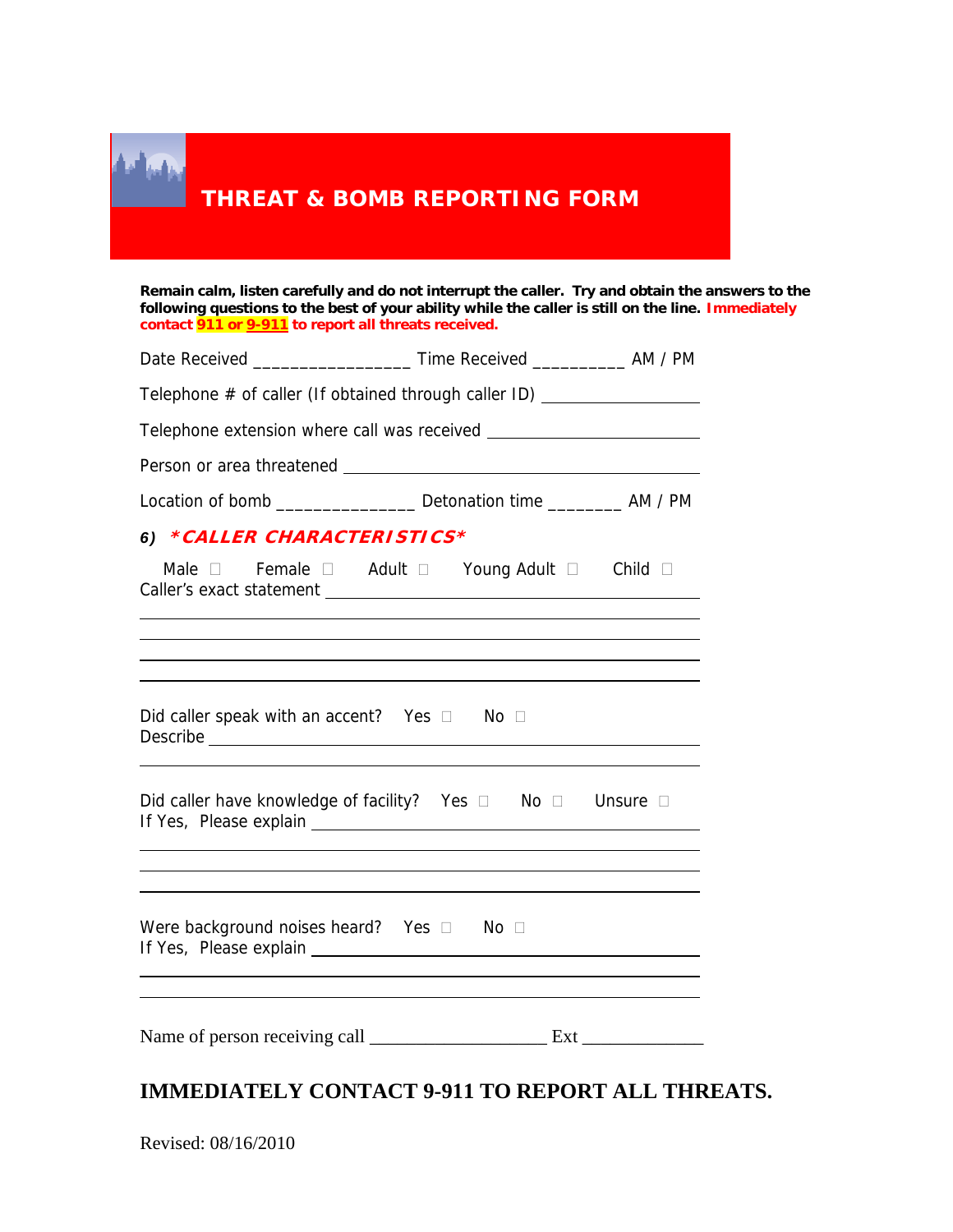# THREAT & BOMB REPORTING FORM

**Remain calm, listen carefully and do not interrupt the caller. Try and obtain the answers to the following questions to the best of your ability while the caller is still on the line. Immediately contact 911 or 9-911 to report all threats received.**

Date Received ________________ Time Received __________ AM / PM

Telephone # of caller (If obtained through caller ID) __________________

Telephone extension where call was received __________________________

Person or area threatened _________________________________________

Location of bomb _______________ Detonation time ________ AM / PM

***6) \*CALLER CHARACTERISTICS\****

Male ☐ Female ☐ Adult ☐ Young Adult ☐ Child ☐

Caller's exact statement ______________________________________

_______________________________________________________________

_______________________________________________________________

_______________________________________________________________

_______________________________________________________________

Did caller speak with an accent? Yes ☐ No ☐

Describe _______________________________________________________

_______________________________________________________________

Did caller have knowledge of facility? Yes ☐ No ☐ Unsure ☐

If Yes, Please explain __________________________________________

_______________________________________________________________

_______________________________________________________________

_______________________________________________________________

Were background noises heard? Yes ☐ No ☐

If Yes, Please explain __________________________________________

_______________________________________________________________

_______________________________________________________________

Name of person receiving call ___________________ Ext _____________

**IMMEDIATELY CONTACT 9-911 TO REPORT ALL THREATS.**

Revised: 08/16/2010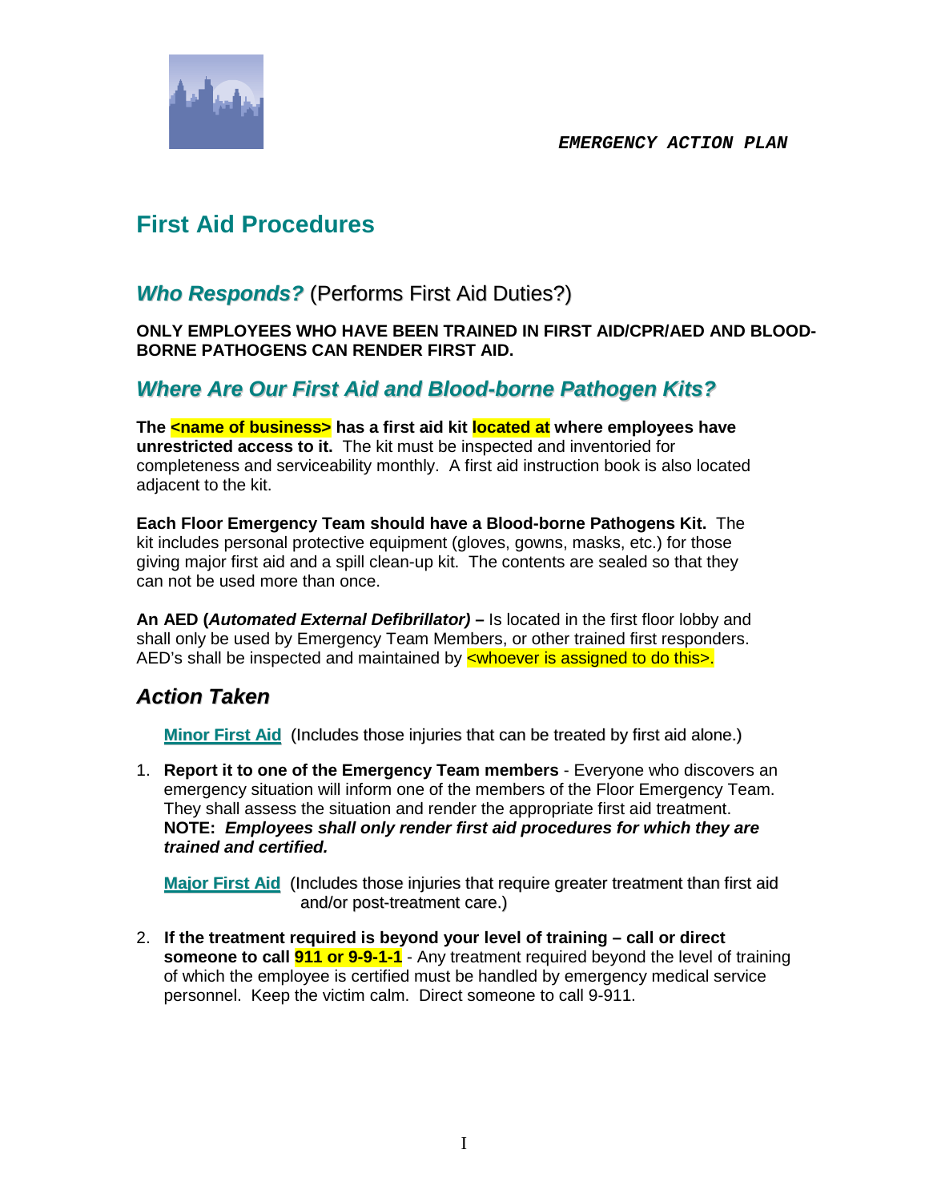**EMERGENCY ACTION PLAN**

# First Aid Procedures

## *Who Responds?* (Performs First Aid Duties?)

**ONLY EMPLOYEES WHO HAVE BEEN TRAINED IN FIRST AID/CPR/AED AND BLOOD-BORNE PATHOGENS CAN RENDER FIRST AID.**

## *Where Are Our First Aid and Blood-borne Pathogen Kits?*

**The <name of business> has a first aid kit located at where employees have unrestricted access to it.** The kit must be inspected and inventoried for completeness and serviceability monthly. A first aid instruction book is also located adjacent to the kit.

**Each Floor Emergency Team should have a Blood-borne Pathogens Kit.** The kit includes personal protective equipment (gloves, gowns, masks, etc.) for those giving major first aid and a spill clean-up kit. The contents are sealed so that they can not be used more than once.

**An AED (*Automated External Defibrillator)* –** Is located in the first floor lobby and shall only be used by Emergency Team Members, or other trained first responders. AED's shall be inspected and maintained by <whoever is assigned to do this>.

## *Action Taken*

**Minor First Aid** (Includes those injuries that can be treated by first aid alone.)

1. **Report it to one of the Emergency Team members** - Everyone who discovers an emergency situation will inform one of the members of the Floor Emergency Team. They shall assess the situation and render the appropriate first aid treatment. **NOTE:** ***Employees shall only render first aid procedures for which they are trained and certified.***

**Major First Aid** (Includes those injuries that require greater treatment than first aid and/or post-treatment care.)

2. **If the treatment required is beyond your level of training – call or direct someone to call 911 or 9-9-1-1** - Any treatment required beyond the level of training of which the employee is certified must be handled by emergency medical service personnel. Keep the victim calm. Direct someone to call 9-911.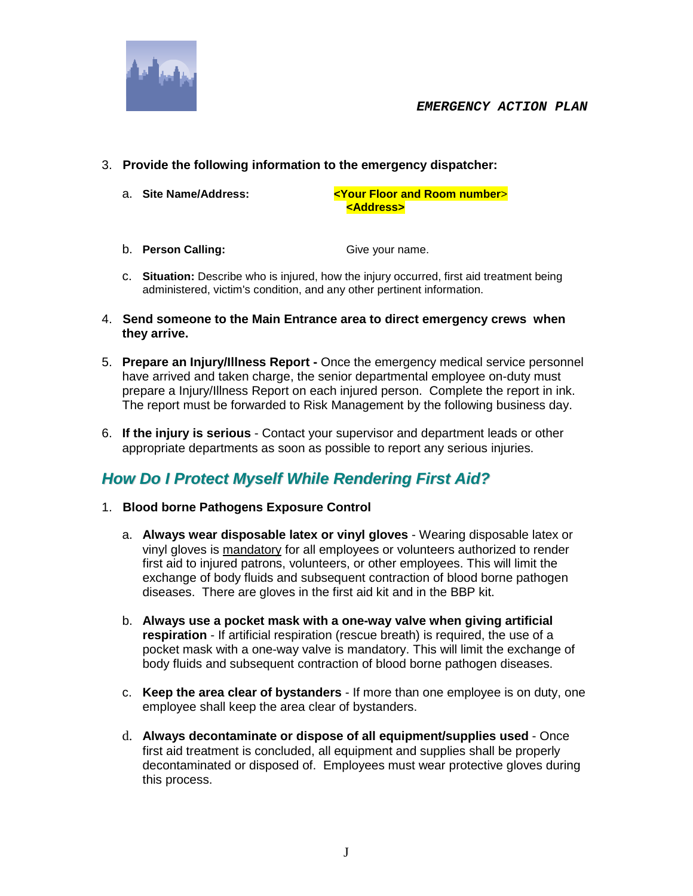3. **Provide the following information to the emergency dispatcher:**

   a. **Site Name/Address:** <Your Floor and Room number> <Address>

   b. **Person Calling:** Give your name.

   c. **Situation:** Describe who is injured, how the injury occurred, first aid treatment being administered, victim's condition, and any other pertinent information.

4. **Send someone to the Main Entrance area to direct emergency crews when they arrive.**

5. **Prepare an Injury/Illness Report -** Once the emergency medical service personnel have arrived and taken charge, the senior departmental employee on-duty must prepare a Injury/Illness Report on each injured person. Complete the report in ink. The report must be forwarded to Risk Management by the following business day.

6. **If the injury is serious** - Contact your supervisor and department leads or other appropriate departments as soon as possible to report any serious injuries.

## *How Do I Protect Myself While Rendering First Aid?*

1. **Blood borne Pathogens Exposure Control**

   a. **Always wear disposable latex or vinyl gloves** - Wearing disposable latex or vinyl gloves is mandatory for all employees or volunteers authorized to render first aid to injured patrons, volunteers, or other employees. This will limit the exchange of body fluids and subsequent contraction of blood borne pathogen diseases. There are gloves in the first aid kit and in the BBP kit.

   b. **Always use a pocket mask with a one-way valve when giving artificial respiration** - If artificial respiration (rescue breath) is required, the use of a pocket mask with a one-way valve is mandatory. This will limit the exchange of body fluids and subsequent contraction of blood borne pathogen diseases.

   c. **Keep the area clear of bystanders** - If more than one employee is on duty, one employee shall keep the area clear of bystanders.

   d. **Always decontaminate or dispose of all equipment/supplies used** - Once first aid treatment is concluded, all equipment and supplies shall be properly decontaminated or disposed of. Employees must wear protective gloves during this process.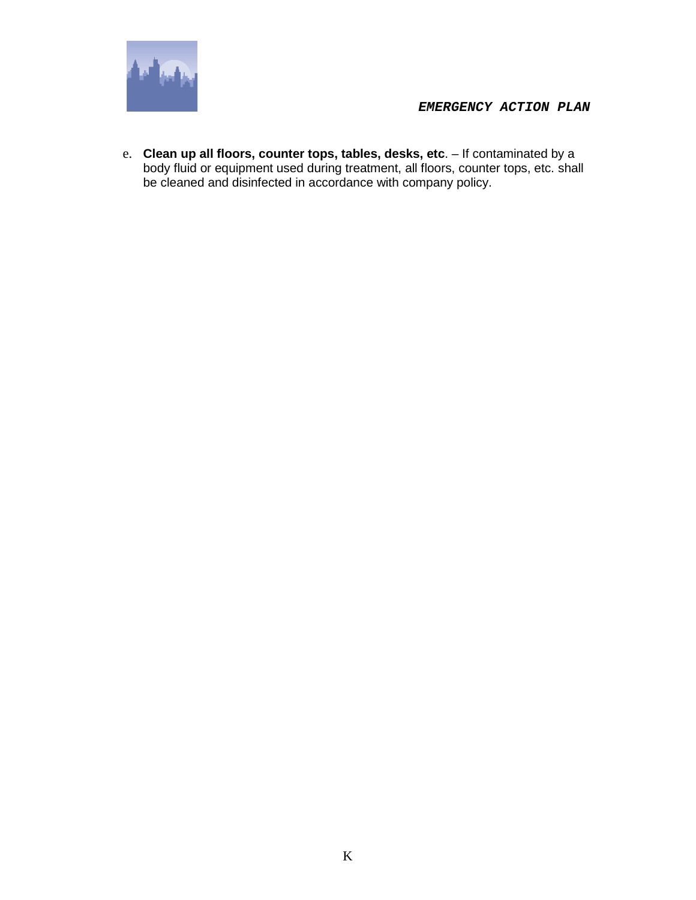e. **Clean up all floors, counter tops, tables, desks, etc**. – If contaminated by a body fluid or equipment used during treatment, all floors, counter tops, etc. shall be cleaned and disinfected in accordance with company policy.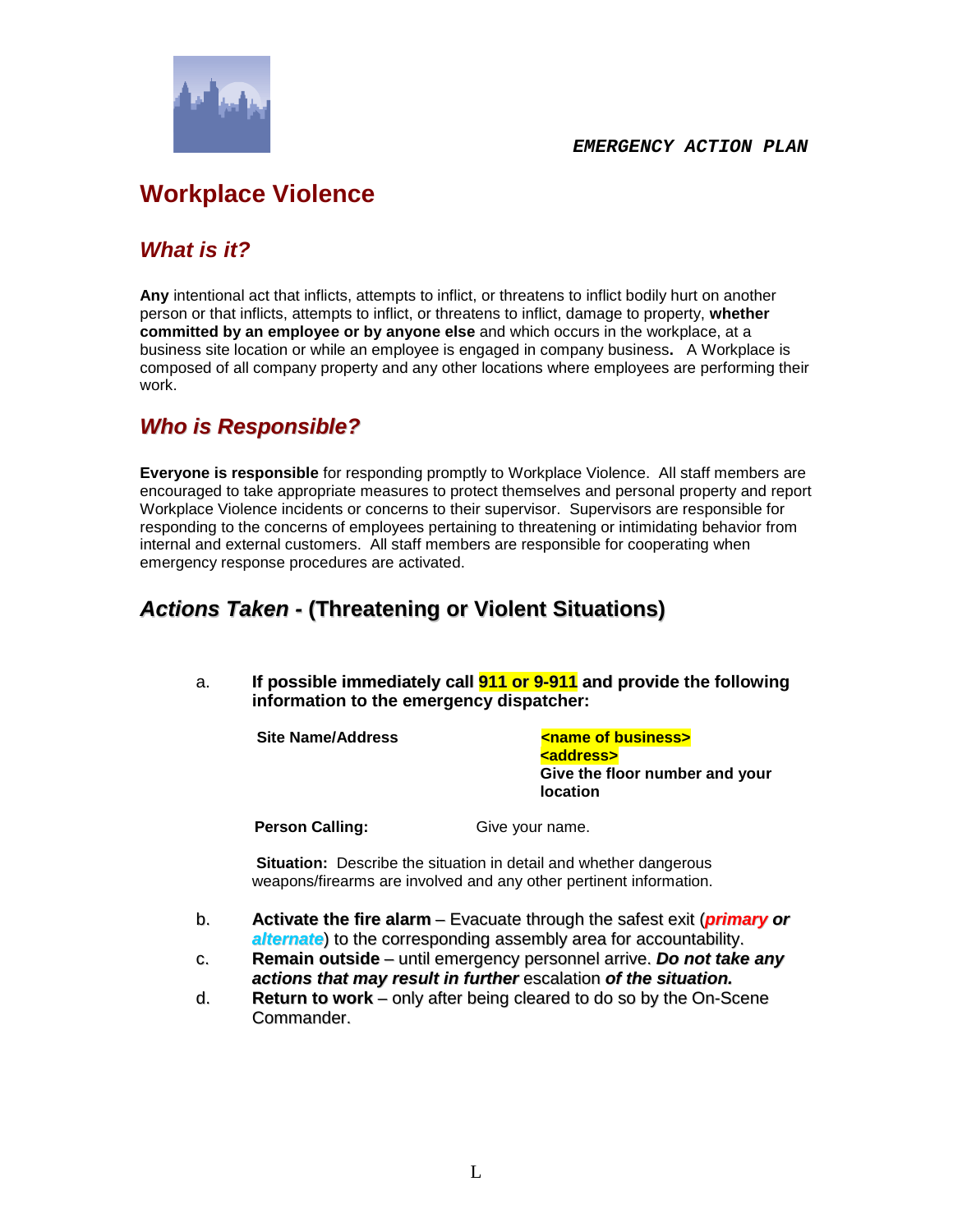*EMERGENCY ACTION PLAN*

# Workplace Violence

## *What is it?*

**Any** intentional act that inflicts, attempts to inflict, or threatens to inflict bodily hurt on another person or that inflicts, attempts to inflict, or threatens to inflict, damage to property, **whether committed by an employee or by anyone else** and which occurs in the workplace, at a business site location or while an employee is engaged in company business**.** A Workplace is composed of all company property and any other locations where employees are performing their work.

## *Who is Responsible?*

**Everyone is responsible** for responding promptly to Workplace Violence. All staff members are encouraged to take appropriate measures to protect themselves and personal property and report Workplace Violence incidents or concerns to their supervisor. Supervisors are responsible for responding to the concerns of employees pertaining to threatening or intimidating behavior from internal and external customers. All staff members are responsible for cooperating when emergency response procedures are activated.

## *Actions Taken* - (Threatening or Violent Situations)

a. **If possible immediately call 911 or 9-911 and provide the following information to the emergency dispatcher:**

   **Site Name/Address** — **<name of business>** **<address>** **Give the floor number and your location**

   **Person Calling:** Give your name.

   **Situation:** Describe the situation in detail and whether dangerous weapons/firearms are involved and any other pertinent information.

b. **Activate the fire alarm** – Evacuate through the safest exit (***primary*** ***or*** ***alternate***) to the corresponding assembly area for accountability.

c. **Remain outside** – until emergency personnel arrive. ***Do not take any actions that may result in further*** escalation ***of the situation.***

d. **Return to work** – only after being cleared to do so by the On-Scene Commander.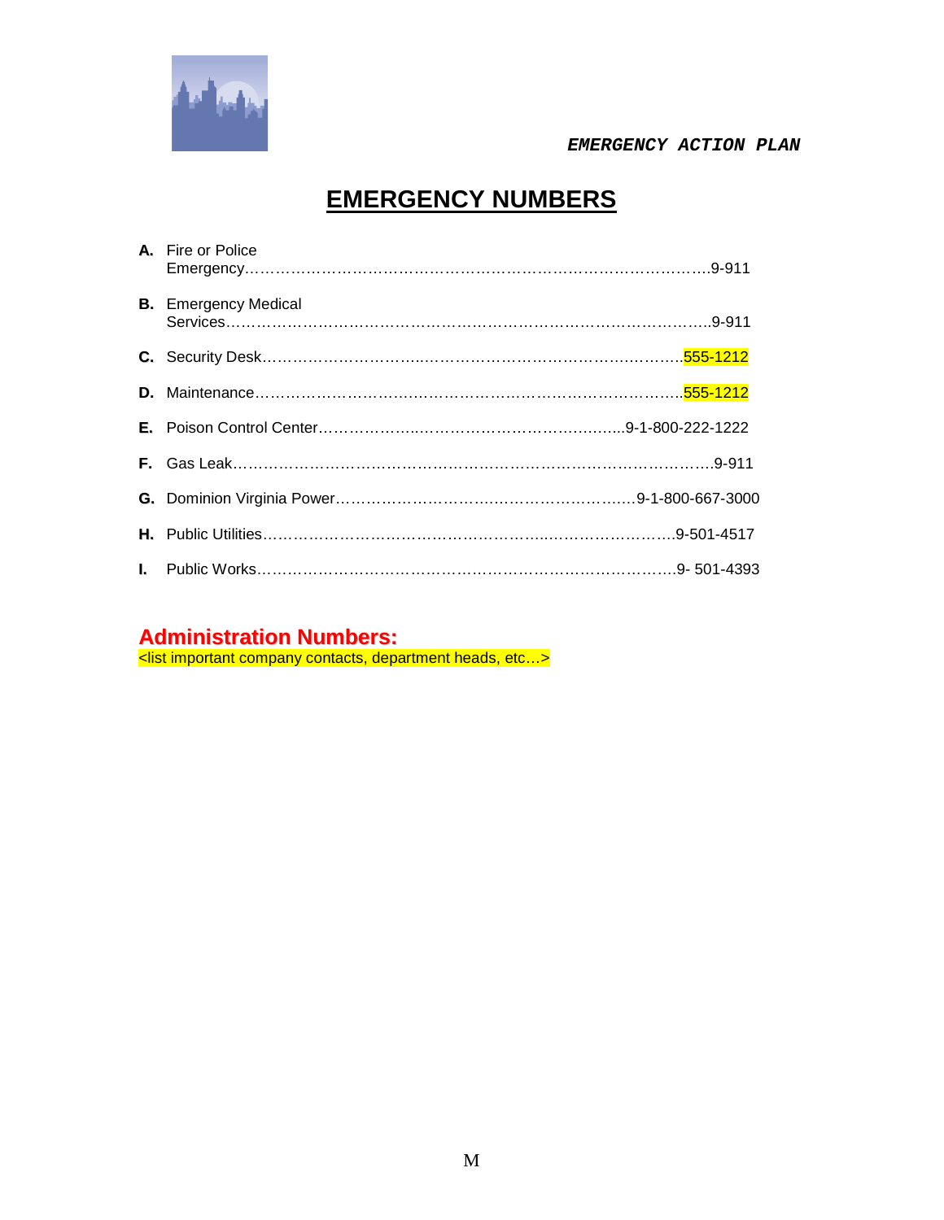# EMERGENCY NUMBERS

**A.** Fire or Police Emergency……………………………………………………………………………9-911

**B.** Emergency Medical Services……………………………………………………………………………9-911

**C.** Security Desk…………………………………………………………………………555-1212

**D.** Maintenance…………………………………………………………………………555-1212

**E.** Poison Control Center……………………………………………………9-1-800-222-1222

**F.** Gas Leak……………………………………………………………………………………9-911

**G.** Dominion Virginia Power……………………………………………………9-1-800-667-3000

**H.** Public Utilities……………………………………………………………………9-501-4517

**I.** Public Works……………………………………………………………………………9- 501-4393

## Administration Numbers:

<list important company contacts, department heads, etc…>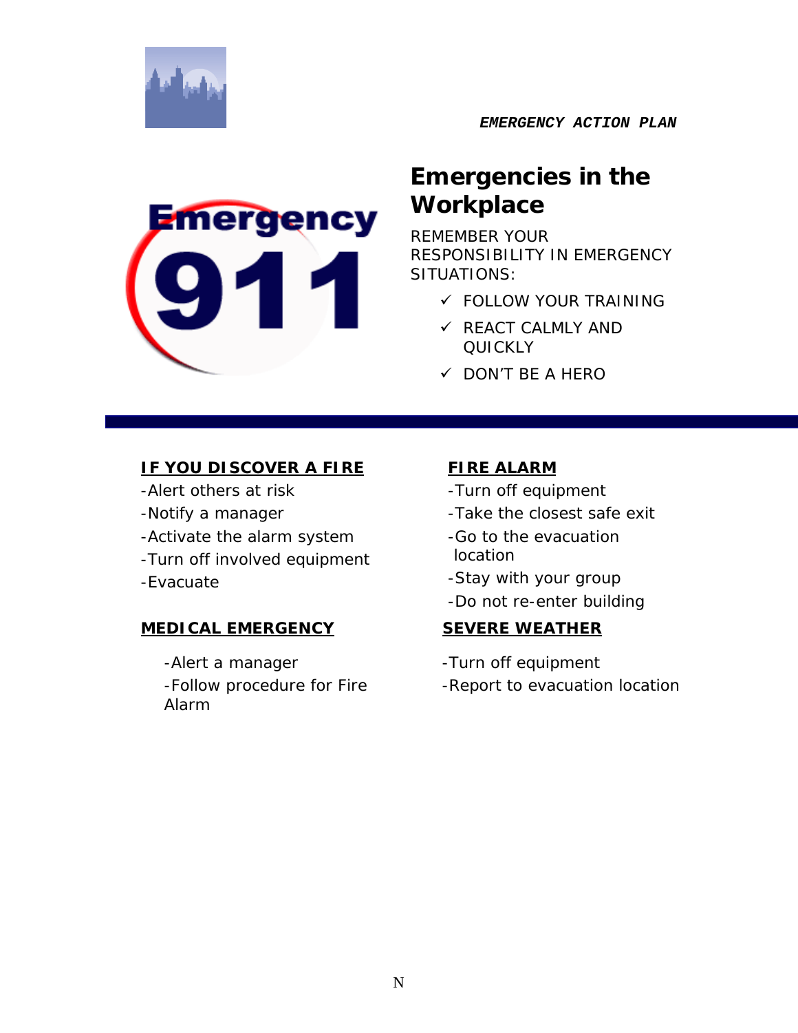*EMERGENCY ACTION PLAN*

Emergency 911

# Emergencies in the Workplace

REMEMBER YOUR RESPONSIBILITY IN EMERGENCY SITUATIONS:

- ✓ FOLLOW YOUR TRAINING
- ✓ REACT CALMLY AND QUICKLY
- ✓ DON'T BE A HERO

## IF YOU DISCOVER A FIRE

-Alert others at risk
-Notify a manager
-Activate the alarm system
-Turn off involved equipment
-Evacuate

## MEDICAL EMERGENCY

-Alert a manager
-Follow procedure for Fire Alarm

## FIRE ALARM

-Turn off equipment
-Take the closest safe exit
-Go to the evacuation location
-Stay with your group
-Do not re-enter building

## SEVERE WEATHER

-Turn off equipment
-Report to evacuation location